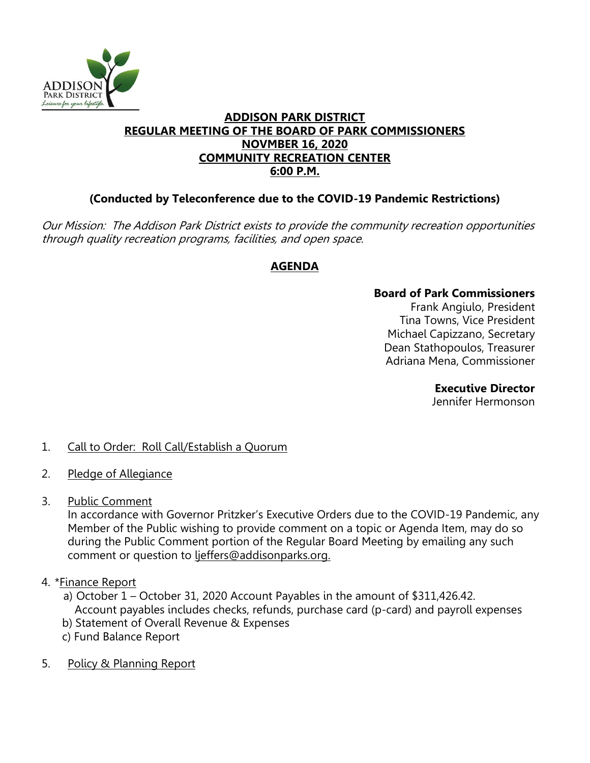ADDISON
PARK DISTRICT
*Leisure for your lifestyle.*

# ADDISON PARK DISTRICT
## REGULAR MEETING OF THE BOARD OF PARK COMMISSIONERS
## NOVMBER 16, 2020
## COMMUNITY RECREATION CENTER
## 6:00 P.M.

**(Conducted by Teleconference due to the COVID-19 Pandemic Restrictions)**

*Our Mission: The Addison Park District exists to provide the community recreation opportunities through quality recreation programs, facilities, and open space.*

## AGENDA

**Board of Park Commissioners**
Frank Angiulo, President
Tina Towns, Vice President
Michael Capizzano, Secretary
Dean Stathopoulos, Treasurer
Adriana Mena, Commissioner

**Executive Director**
Jennifer Hermonson

1. Call to Order: Roll Call/Establish a Quorum

2. Pledge of Allegiance

3. Public Comment
   In accordance with Governor Pritzker's Executive Orders due to the COVID-19 Pandemic, any Member of the Public wishing to provide comment on a topic or Agenda Item, may do so during the Public Comment portion of the Regular Board Meeting by emailing any such comment or question to ljeffers@addisonparks.org.

4. *Finance Report
   a) October 1 – October 31, 2020 Account Payables in the amount of $311,426.42. Account payables includes checks, refunds, purchase card (p-card) and payroll expenses
   b) Statement of Overall Revenue & Expenses
   c) Fund Balance Report

5. Policy & Planning Report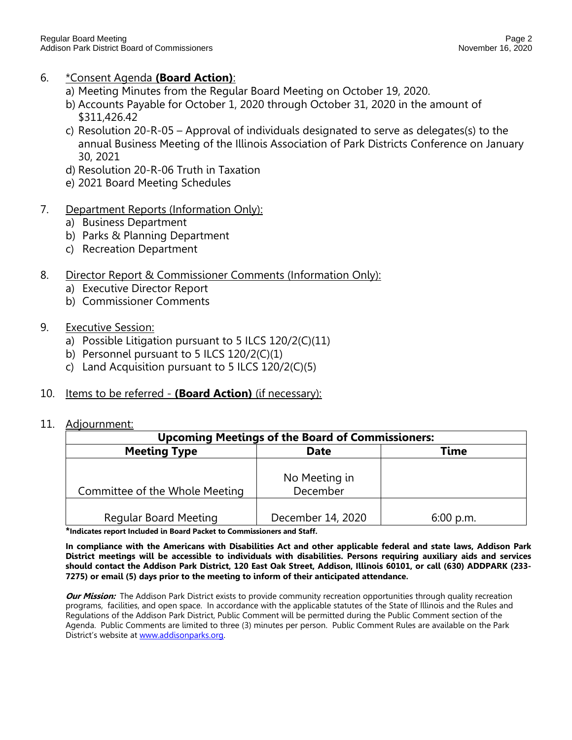6. *Consent Agenda **(Board Action)**:
   a) Meeting Minutes from the Regular Board Meeting on October 19, 2020.
   b) Accounts Payable for October 1, 2020 through October 31, 2020 in the amount of $311,426.42
   c) Resolution 20-R-05 – Approval of individuals designated to serve as delegates(s) to the annual Business Meeting of the Illinois Association of Park Districts Conference on January 30, 2021
   d) Resolution 20-R-06 Truth in Taxation
   e) 2021 Board Meeting Schedules

7. Department Reports (Information Only):
   a) Business Department
   b) Parks & Planning Department
   c) Recreation Department

8. Director Report & Commissioner Comments (Information Only):
   a) Executive Director Report
   b) Commissioner Comments

9. Executive Session:
   a) Possible Litigation pursuant to 5 ILCS 120/2(C)(11)
   b) Personnel pursuant to 5 ILCS 120/2(C)(1)
   c) Land Acquisition pursuant to 5 ILCS 120/2(C)(5)

10. Items to be referred - **(Board Action)** (if necessary):

11. Adjournment:

| **Upcoming Meetings of the Board of Commissioners:** | | |
|---|---|---|
| **Meeting Type** | **Date** | **Time** |
| Committee of the Whole Meeting | No Meeting in December | |
| Regular Board Meeting | December 14, 2020 | 6:00 p.m. |

***Indicates report Included in Board Packet to Commissioners and Staff.**

**In compliance with the Americans with Disabilities Act and other applicable federal and state laws, Addison Park District meetings will be accessible to individuals with disabilities. Persons requiring auxiliary aids and services should contact the Addison Park District, 120 East Oak Street, Addison, Illinois 60101, or call (630) ADDPARK (233-7275) or email (5) days prior to the meeting to inform of their anticipated attendance.**

***Our Mission:*** The Addison Park District exists to provide community recreation opportunities through quality recreation programs, facilities, and open space. In accordance with the applicable statutes of the State of Illinois and the Rules and Regulations of the Addison Park District, Public Comment will be permitted during the Public Comment section of the Agenda. Public Comments are limited to three (3) minutes per person. Public Comment Rules are available on the Park District's website at www.addisonparks.org.